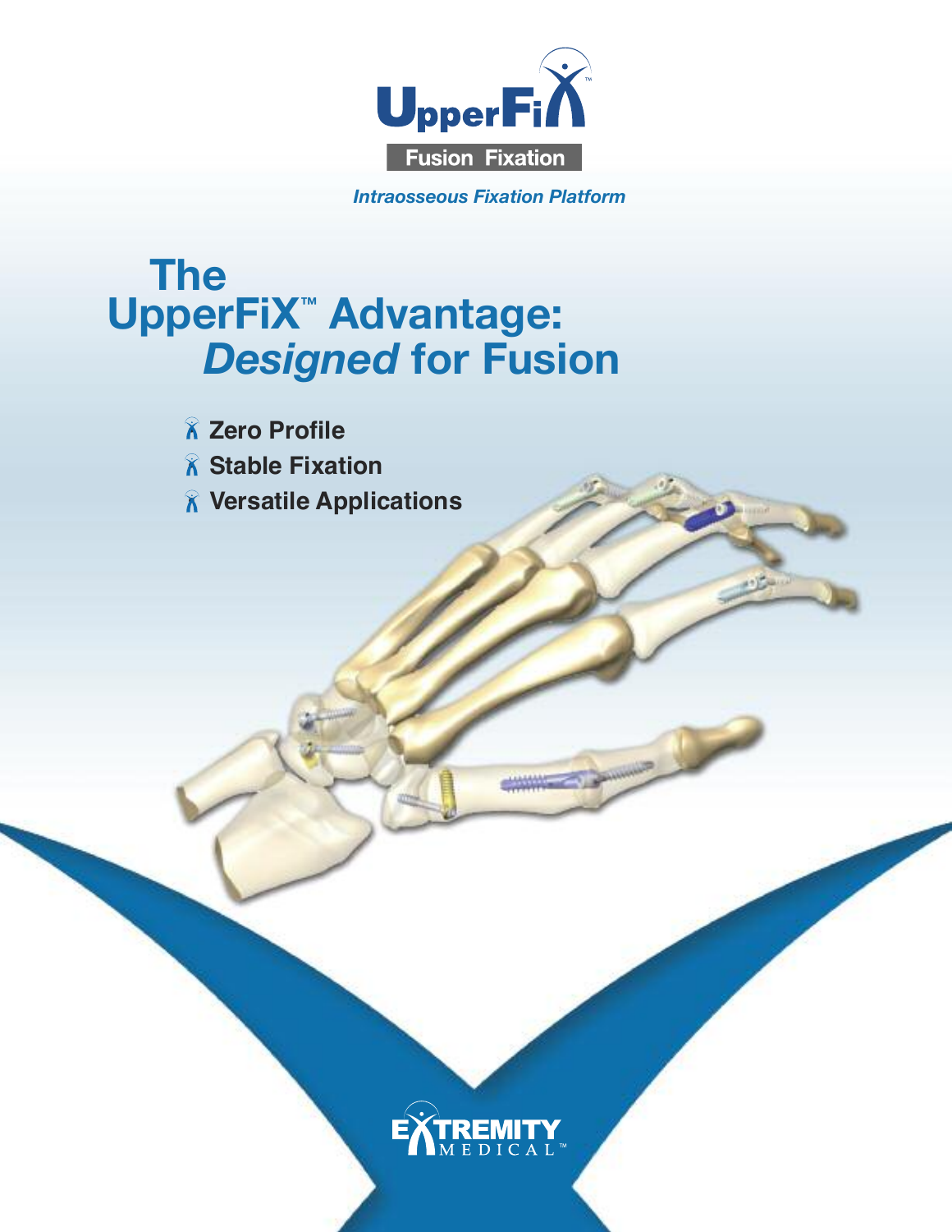UpperFiX™

Fusion Fixation

*Intraosseous Fixation Platform*

# The UpperFiX™ Advantage: *Designed* for Fusion

- **Zero Profile**
- **Stable Fixation**
- **Versatile Applications**

EXTREMITY MEDICAL™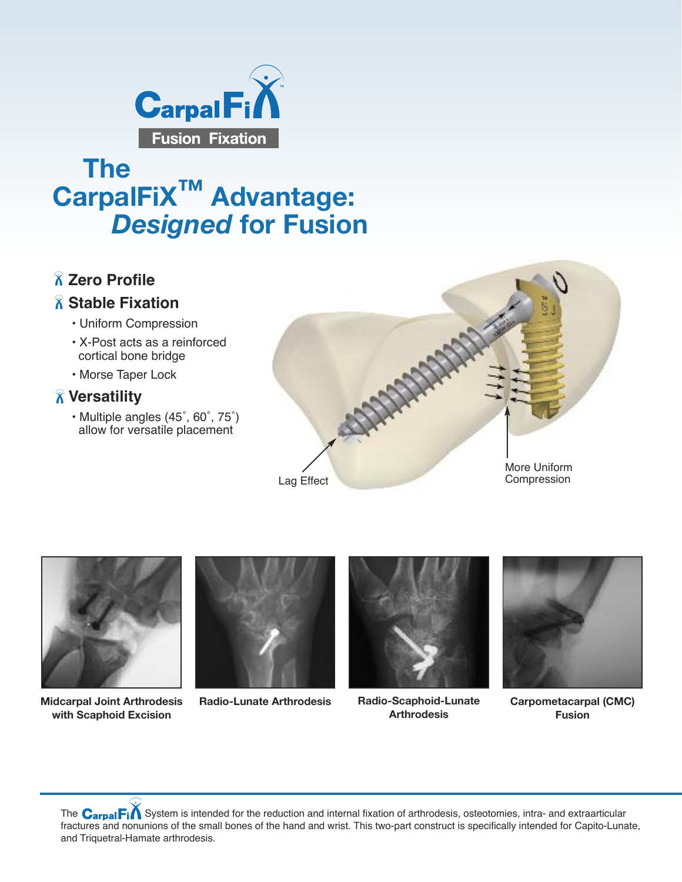CarpalFiX

Fusion Fixation

# The CarpalFiX™ Advantage: *Designed* for Fusion

### Zero Profile

### Stable Fixation

- Uniform Compression
- X-Post acts as a reinforced cortical bone bridge
- Morse Taper Lock

### Versatility

- Multiple angles (45˚, 60˚, 75˚) allow for versatile placement

Lag Effect

More Uniform Compression

**Midcarpal Joint Arthrodesis with Scaphoid Excision**

**Radio-Lunate Arthrodesis**

**Radio-Scaphoid-Lunate Arthrodesis**

**Carpometacarpal (CMC) Fusion**

The CarpalFiX System is intended for the reduction and internal fixation of arthrodesis, osteotomies, intra- and extraarticular fractures and nonunions of the small bones of the hand and wrist. This two-part construct is specifically intended for Capito-Lunate, and Triquetral-Hamate arthrodesis.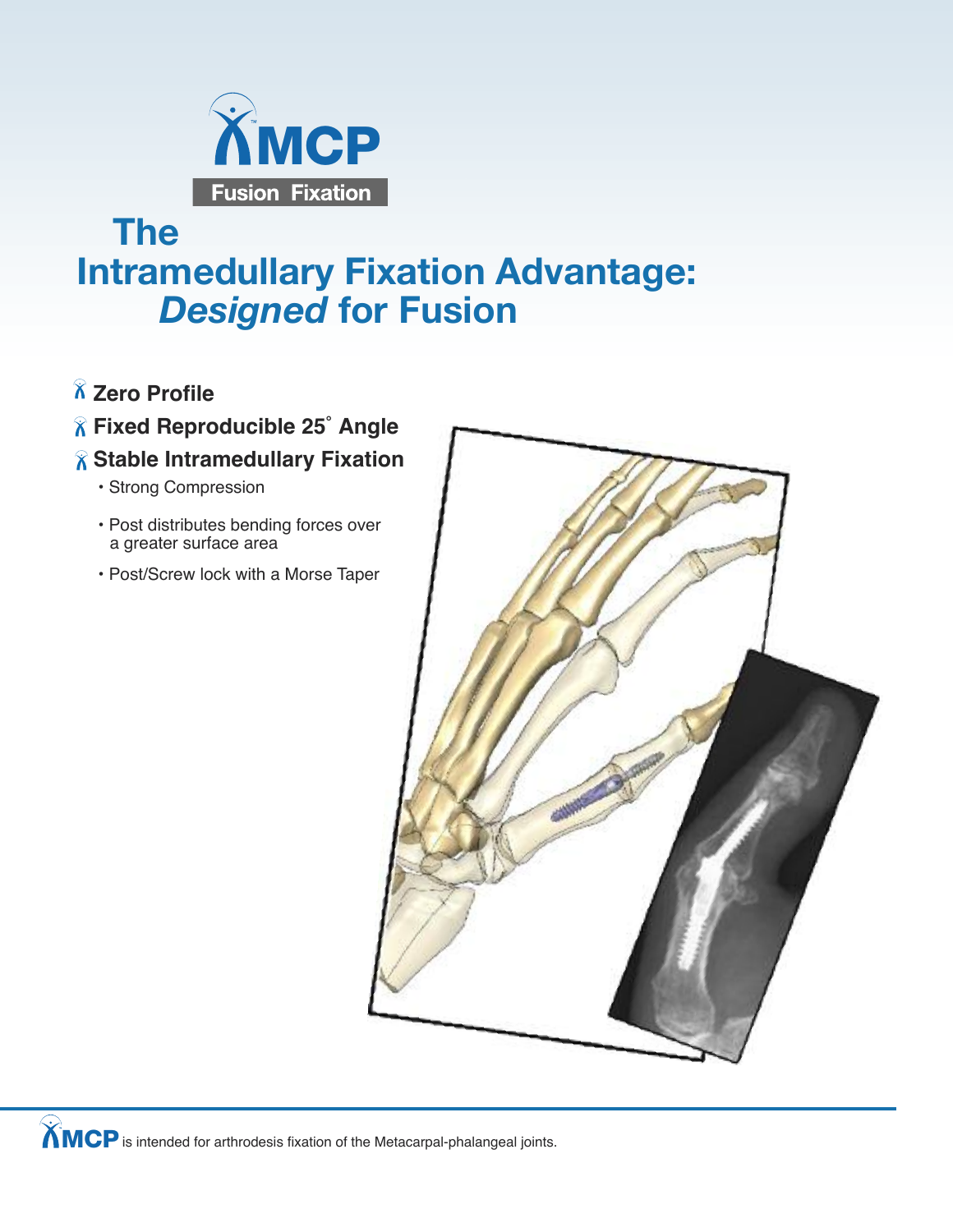# XMCP

**Fusion Fixation**

## The Intramedullary Fixation Advantage: *Designed* for Fusion

- **Zero Profile**
- **Fixed Reproducible 25° Angle**
- **Stable Intramedullary Fixation**
  - Strong Compression
  - Post distributes bending forces over a greater surface area
  - Post/Screw lock with a Morse Taper

XMCP is intended for arthrodesis fixation of the Metacarpal-phalangeal joints.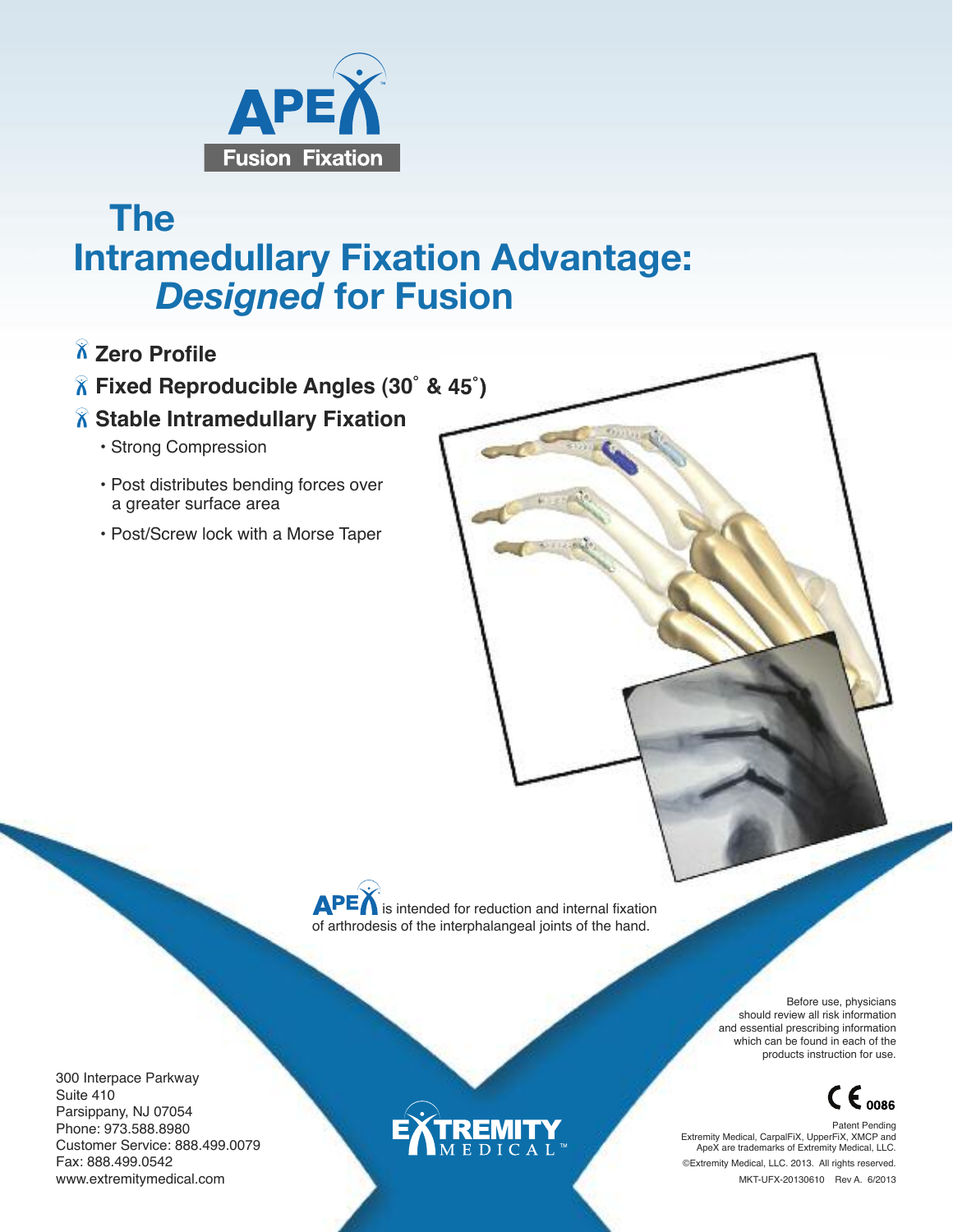APEX

Fusion Fixation

# The Intramedullary Fixation Advantage: *Designed* for Fusion

- **Zero Profile**
- **Fixed Reproducible Angles (30° & 45°)**
- **Stable Intramedullary Fixation**
  - Strong Compression
  - Post distributes bending forces over a greater surface area
  - Post/Screw lock with a Morse Taper

APEX is intended for reduction and internal fixation of arthrodesis of the interphalangeal joints of the hand.

Before use, physicians should review all risk information and essential prescribing information which can be found in each of the products instruction for use.

CE 0086

300 Interpace Parkway
Suite 410
Parsippany, NJ 07054
Phone: 973.588.8980
Customer Service: 888.499.0079
Fax: 888.499.0542
www.extremitymedical.com

EXTREMITY MEDICAL™

Patent Pending
Extremity Medical, CarpalFiX, UpperFiX, XMCP and ApeX are trademarks of Extremity Medical, LLC.
©Extremity Medical, LLC. 2013. All rights reserved.
MKT-UFX-20130610 Rev A. 6/2013